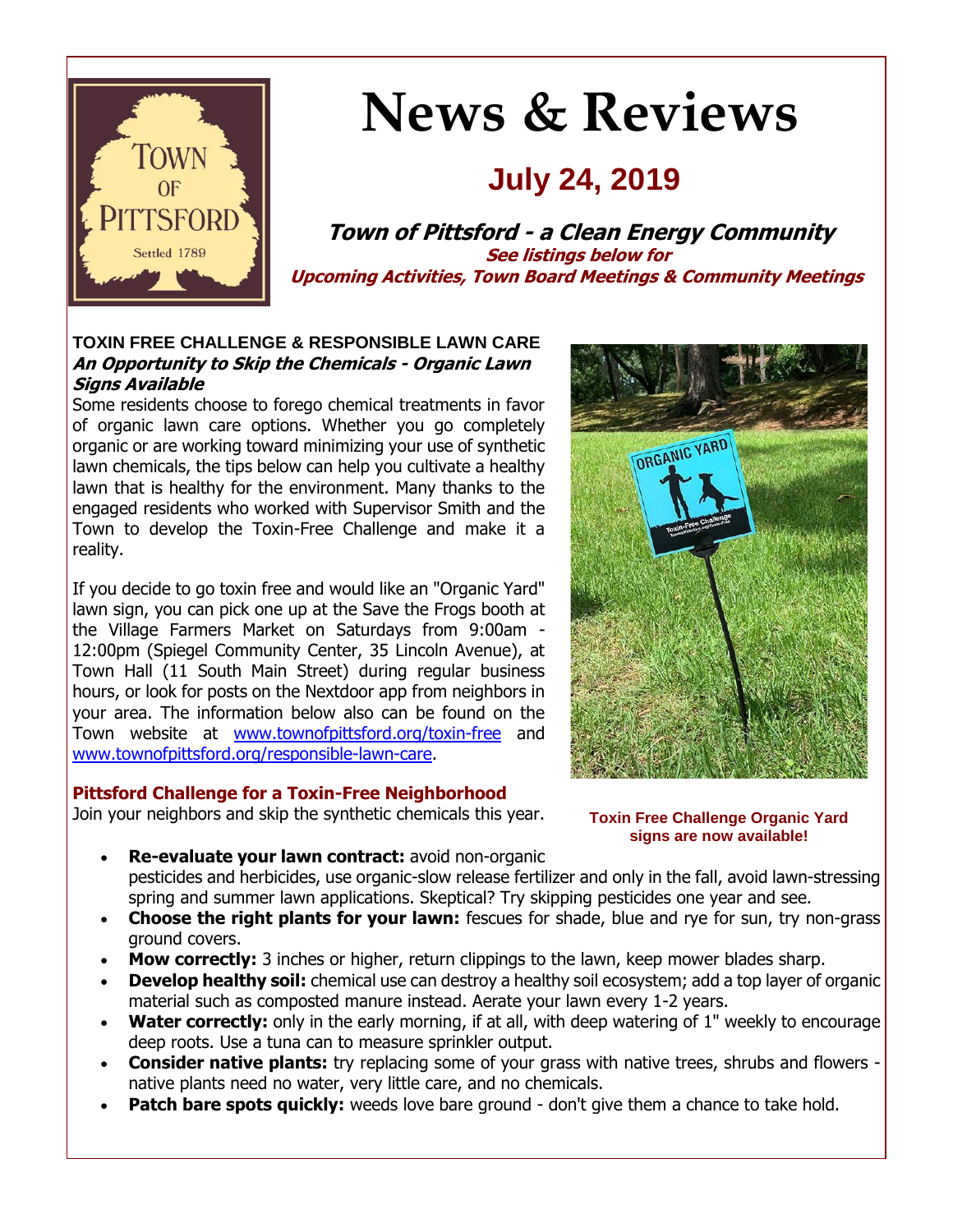# News & Reviews

## July 24, 2019

### Town of Pittsford - a Clean Energy Community

**See listings below for**
**Upcoming Activities, Town Board Meetings & Community Meetings**

**TOXIN FREE CHALLENGE & RESPONSIBLE LAWN CARE**
***An Opportunity to Skip the Chemicals - Organic Lawn Signs Available***

Some residents choose to forego chemical treatments in favor of organic lawn care options. Whether you go completely organic or are working toward minimizing your use of synthetic lawn chemicals, the tips below can help you cultivate a healthy lawn that is healthy for the environment. Many thanks to the engaged residents who worked with Supervisor Smith and the Town to develop the Toxin-Free Challenge and make it a reality.

If you decide to go toxin free and would like an "Organic Yard" lawn sign, you can pick one up at the Save the Frogs booth at the Village Farmers Market on Saturdays from 9:00am - 12:00pm (Spiegel Community Center, 35 Lincoln Avenue), at Town Hall (11 South Main Street) during regular business hours, or look for posts on the Nextdoor app from neighbors in your area. The information below also can be found on the Town website at www.townofpittsford.org/toxin-free and www.townofpittsford.org/responsible-lawn-care.

**Toxin Free Challenge Organic Yard signs are now available!**

**Pittsford Challenge for a Toxin-Free Neighborhood**

Join your neighbors and skip the synthetic chemicals this year.

- **Re-evaluate your lawn contract:** avoid non-organic pesticides and herbicides, use organic-slow release fertilizer and only in the fall, avoid lawn-stressing spring and summer lawn applications. Skeptical? Try skipping pesticides one year and see.
- **Choose the right plants for your lawn:** fescues for shade, blue and rye for sun, try non-grass ground covers.
- **Mow correctly:** 3 inches or higher, return clippings to the lawn, keep mower blades sharp.
- **Develop healthy soil:** chemical use can destroy a healthy soil ecosystem; add a top layer of organic material such as composted manure instead. Aerate your lawn every 1-2 years.
- **Water correctly:** only in the early morning, if at all, with deep watering of 1" weekly to encourage deep roots. Use a tuna can to measure sprinkler output.
- **Consider native plants:** try replacing some of your grass with native trees, shrubs and flowers - native plants need no water, very little care, and no chemicals.
- **Patch bare spots quickly:** weeds love bare ground - don't give them a chance to take hold.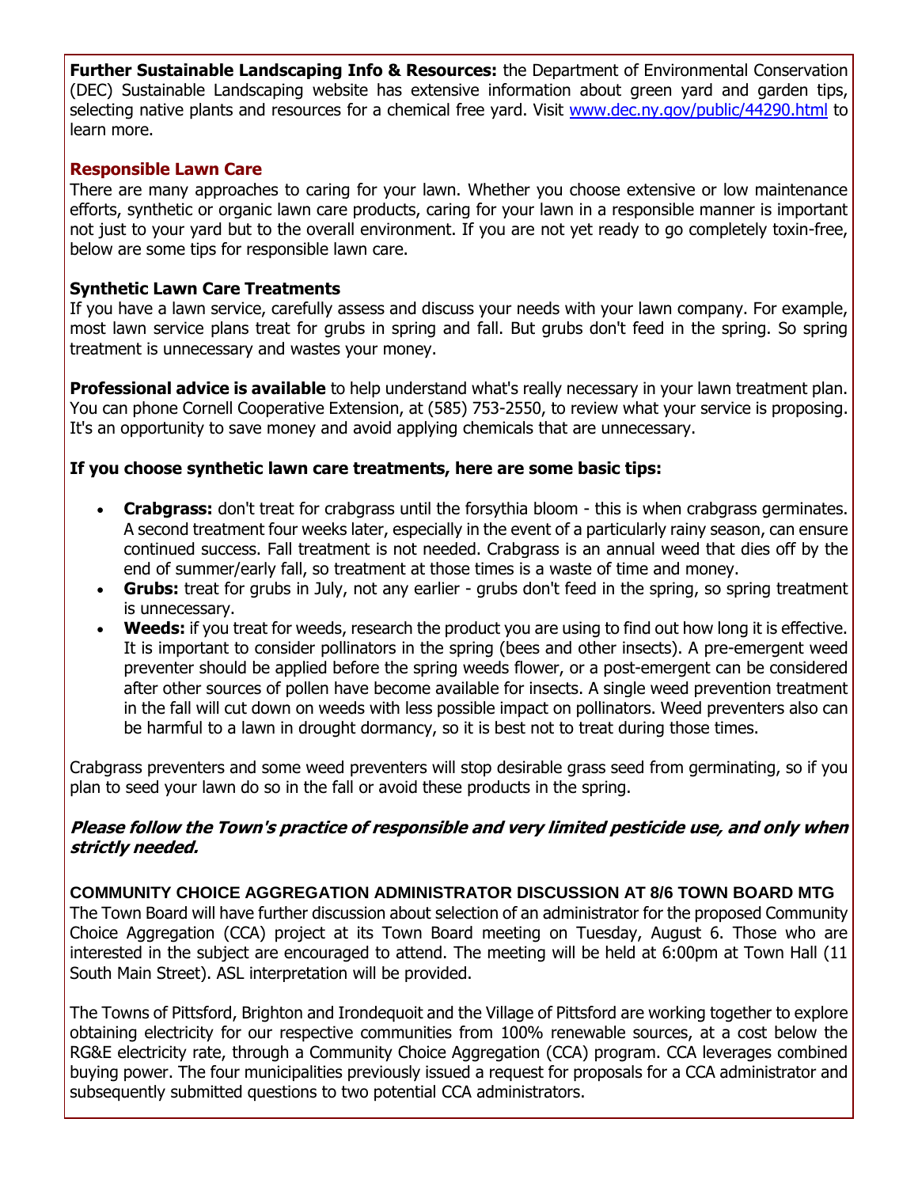**Further Sustainable Landscaping Info & Resources:** the Department of Environmental Conservation (DEC) Sustainable Landscaping website has extensive information about green yard and garden tips, selecting native plants and resources for a chemical free yard. Visit [www.dec.ny.gov/public/44290.html](www.dec.ny.gov/public/44290.html) to learn more.

### Responsible Lawn Care

There are many approaches to caring for your lawn. Whether you choose extensive or low maintenance efforts, synthetic or organic lawn care products, caring for your lawn in a responsible manner is important not just to your yard but to the overall environment. If you are not yet ready to go completely toxin-free, below are some tips for responsible lawn care.

### Synthetic Lawn Care Treatments

If you have a lawn service, carefully assess and discuss your needs with your lawn company. For example, most lawn service plans treat for grubs in spring and fall. But grubs don't feed in the spring. So spring treatment is unnecessary and wastes your money.

**Professional advice is available** to help understand what's really necessary in your lawn treatment plan. You can phone Cornell Cooperative Extension, at (585) 753-2550, to review what your service is proposing. It's an opportunity to save money and avoid applying chemicals that are unnecessary.

**If you choose synthetic lawn care treatments, here are some basic tips:**

- **Crabgrass:** don't treat for crabgrass until the forsythia bloom - this is when crabgrass germinates. A second treatment four weeks later, especially in the event of a particularly rainy season, can ensure continued success. Fall treatment is not needed. Crabgrass is an annual weed that dies off by the end of summer/early fall, so treatment at those times is a waste of time and money.
- **Grubs:** treat for grubs in July, not any earlier - grubs don't feed in the spring, so spring treatment is unnecessary.
- **Weeds:** if you treat for weeds, research the product you are using to find out how long it is effective. It is important to consider pollinators in the spring (bees and other insects). A pre-emergent weed preventer should be applied before the spring weeds flower, or a post-emergent can be considered after other sources of pollen have become available for insects. A single weed prevention treatment in the fall will cut down on weeds with less possible impact on pollinators. Weed preventers also can be harmful to a lawn in drought dormancy, so it is best not to treat during those times.

Crabgrass preventers and some weed preventers will stop desirable grass seed from germinating, so if you plan to seed your lawn do so in the fall or avoid these products in the spring.

***Please follow the Town's practice of responsible and very limited pesticide use, and only when strictly needed.***

### COMMUNITY CHOICE AGGREGATION ADMINISTRATOR DISCUSSION AT 8/6 TOWN BOARD MTG

The Town Board will have further discussion about selection of an administrator for the proposed Community Choice Aggregation (CCA) project at its Town Board meeting on Tuesday, August 6. Those who are interested in the subject are encouraged to attend. The meeting will be held at 6:00pm at Town Hall (11 South Main Street). ASL interpretation will be provided.

The Towns of Pittsford, Brighton and Irondequoit and the Village of Pittsford are working together to explore obtaining electricity for our respective communities from 100% renewable sources, at a cost below the RG&E electricity rate, through a Community Choice Aggregation (CCA) program. CCA leverages combined buying power. The four municipalities previously issued a request for proposals for a CCA administrator and subsequently submitted questions to two potential CCA administrators.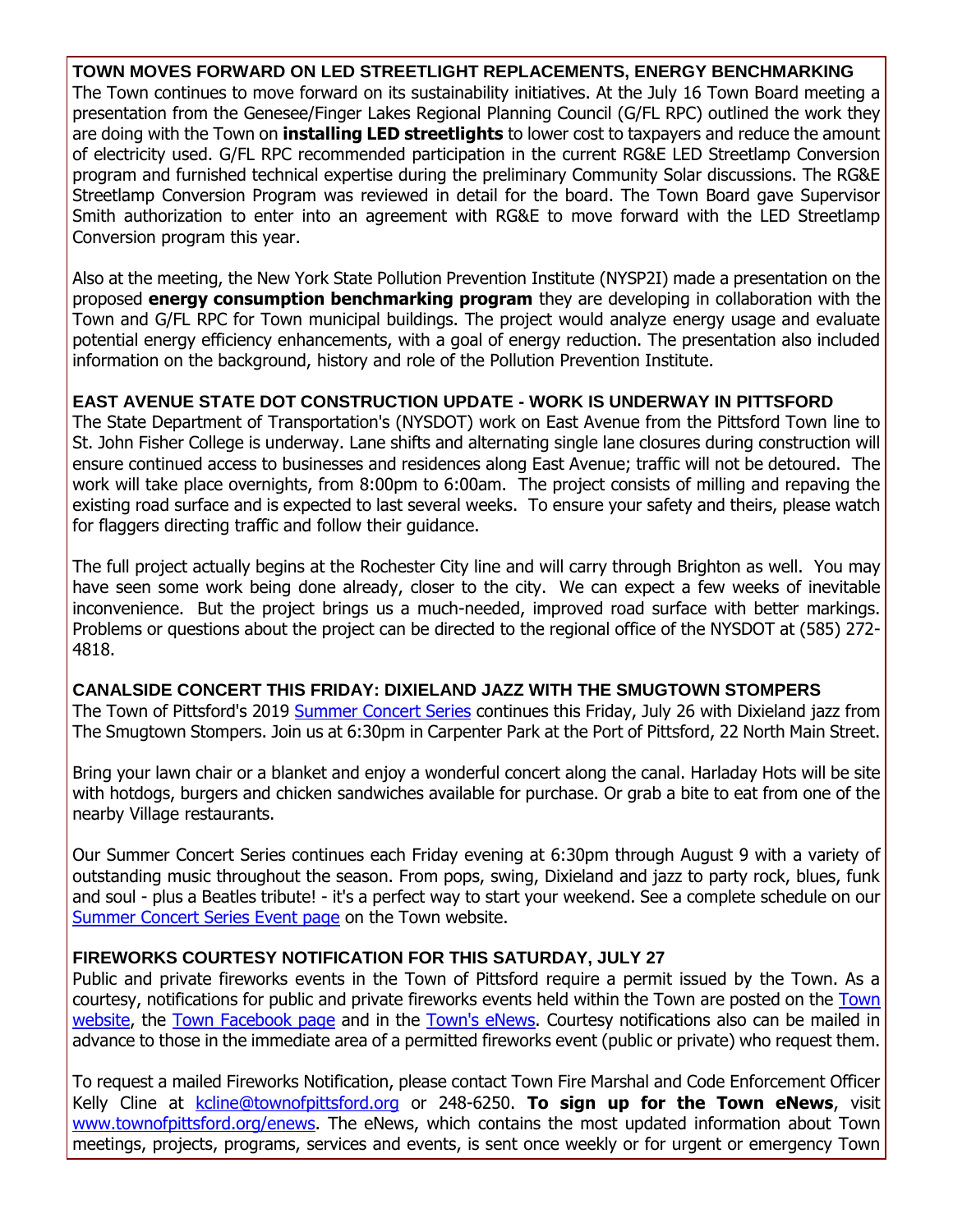**TOWN MOVES FORWARD ON LED STREETLIGHT REPLACEMENTS, ENERGY BENCHMARKING**

The Town continues to move forward on its sustainability initiatives. At the July 16 Town Board meeting a presentation from the Genesee/Finger Lakes Regional Planning Council (G/FL RPC) outlined the work they are doing with the Town on **installing LED streetlights** to lower cost to taxpayers and reduce the amount of electricity used. G/FL RPC recommended participation in the current RG&E LED Streetlamp Conversion program and furnished technical expertise during the preliminary Community Solar discussions. The RG&E Streetlamp Conversion Program was reviewed in detail for the board. The Town Board gave Supervisor Smith authorization to enter into an agreement with RG&E to move forward with the LED Streetlamp Conversion program this year.

Also at the meeting, the New York State Pollution Prevention Institute (NYSP2I) made a presentation on the proposed **energy consumption benchmarking program** they are developing in collaboration with the Town and G/FL RPC for Town municipal buildings. The project would analyze energy usage and evaluate potential energy efficiency enhancements, with a goal of energy reduction. The presentation also included information on the background, history and role of the Pollution Prevention Institute.

**EAST AVENUE STATE DOT CONSTRUCTION UPDATE - WORK IS UNDERWAY IN PITTSFORD**

The State Department of Transportation's (NYSDOT) work on East Avenue from the Pittsford Town line to St. John Fisher College is underway. Lane shifts and alternating single lane closures during construction will ensure continued access to businesses and residences along East Avenue; traffic will not be detoured. The work will take place overnights, from 8:00pm to 6:00am. The project consists of milling and repaving the existing road surface and is expected to last several weeks. To ensure your safety and theirs, please watch for flaggers directing traffic and follow their guidance.

The full project actually begins at the Rochester City line and will carry through Brighton as well. You may have seen some work being done already, closer to the city. We can expect a few weeks of inevitable inconvenience. But the project brings us a much-needed, improved road surface with better markings. Problems or questions about the project can be directed to the regional office of the NYSDOT at (585) 272-4818.

**CANALSIDE CONCERT THIS FRIDAY: DIXIELAND JAZZ WITH THE SMUGTOWN STOMPERS**

The Town of Pittsford's 2019 Summer Concert Series continues this Friday, July 26 with Dixieland jazz from The Smugtown Stompers. Join us at 6:30pm in Carpenter Park at the Port of Pittsford, 22 North Main Street.

Bring your lawn chair or a blanket and enjoy a wonderful concert along the canal. Harladay Hots will be site with hotdogs, burgers and chicken sandwiches available for purchase. Or grab a bite to eat from one of the nearby Village restaurants.

Our Summer Concert Series continues each Friday evening at 6:30pm through August 9 with a variety of outstanding music throughout the season. From pops, swing, Dixieland and jazz to party rock, blues, funk and soul - plus a Beatles tribute! - it's a perfect way to start your weekend. See a complete schedule on our Summer Concert Series Event page on the Town website.

**FIREWORKS COURTESY NOTIFICATION FOR THIS SATURDAY, JULY 27**

Public and private fireworks events in the Town of Pittsford require a permit issued by the Town. As a courtesy, notifications for public and private fireworks events held within the Town are posted on the Town website, the Town Facebook page and in the Town's eNews. Courtesy notifications also can be mailed in advance to those in the immediate area of a permitted fireworks event (public or private) who request them.

To request a mailed Fireworks Notification, please contact Town Fire Marshal and Code Enforcement Officer Kelly Cline at kcline@townofpittsford.org or 248-6250. **To sign up for the Town eNews**, visit www.townofpittsford.org/enews. The eNews, which contains the most updated information about Town meetings, projects, programs, services and events, is sent once weekly or for urgent or emergency Town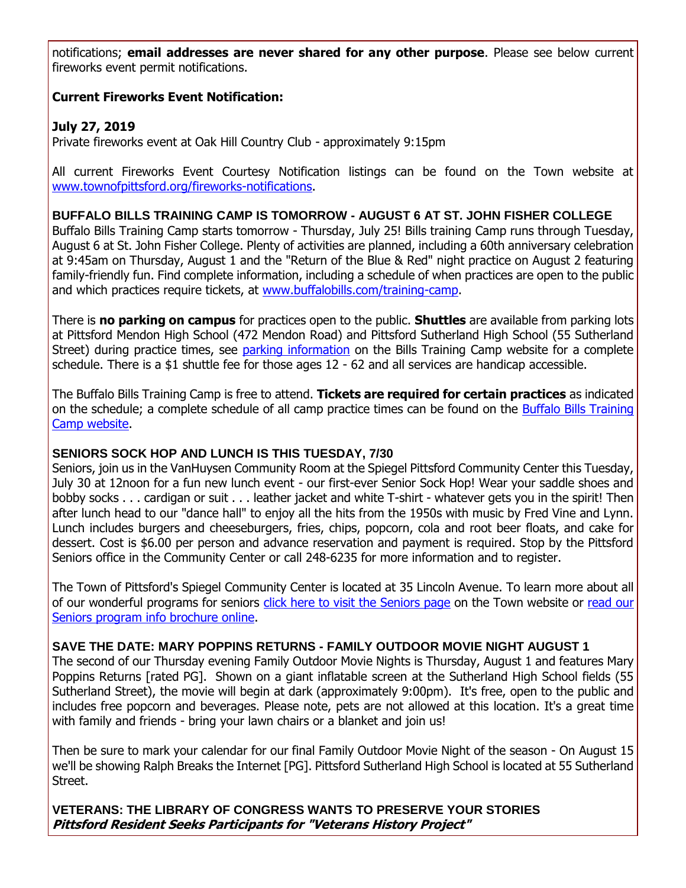notifications; **email addresses are never shared for any other purpose**. Please see below current fireworks event permit notifications.

**Current Fireworks Event Notification:**

**July 27, 2019**
Private fireworks event at Oak Hill Country Club - approximately 9:15pm

All current Fireworks Event Courtesy Notification listings can be found on the Town website at [www.townofpittsford.org/fireworks-notifications](www.townofpittsford.org/fireworks-notifications).

### BUFFALO BILLS TRAINING CAMP IS TOMORROW - AUGUST 6 AT ST. JOHN FISHER COLLEGE

Buffalo Bills Training Camp starts tomorrow - Thursday, July 25! Bills training Camp runs through Tuesday, August 6 at St. John Fisher College. Plenty of activities are planned, including a 60th anniversary celebration at 9:45am on Thursday, August 1 and the "Return of the Blue & Red" night practice on August 2 featuring family-friendly fun. Find complete information, including a schedule of when practices are open to the public and which practices require tickets, at [www.buffalobills.com/training-camp](www.buffalobills.com/training-camp).

There is **no parking on campus** for practices open to the public. **Shuttles** are available from parking lots at Pittsford Mendon High School (472 Mendon Road) and Pittsford Sutherland High School (55 Sutherland Street) during practice times, see parking information on the Bills Training Camp website for a complete schedule. There is a $1 shuttle fee for those ages 12 - 62 and all services are handicap accessible.

The Buffalo Bills Training Camp is free to attend. **Tickets are required for certain practices** as indicated on the schedule; a complete schedule of all camp practice times can be found on the Buffalo Bills Training Camp website.

### SENIORS SOCK HOP AND LUNCH IS THIS TUESDAY, 7/30

Seniors, join us in the VanHuysen Community Room at the Spiegel Pittsford Community Center this Tuesday, July 30 at 12noon for a fun new lunch event - our first-ever Senior Sock Hop! Wear your saddle shoes and bobby socks . . . cardigan or suit . . . leather jacket and white T-shirt - whatever gets you in the spirit! Then after lunch head to our "dance hall" to enjoy all the hits from the 1950s with music by Fred Vine and Lynn. Lunch includes burgers and cheeseburgers, fries, chips, popcorn, cola and root beer floats, and cake for dessert. Cost is $6.00 per person and advance reservation and payment is required. Stop by the Pittsford Seniors office in the Community Center or call 248-6235 for more information and to register.

The Town of Pittsford's Spiegel Community Center is located at 35 Lincoln Avenue. To learn more about all of our wonderful programs for seniors click here to visit the Seniors page on the Town website or read our Seniors program info brochure online.

### SAVE THE DATE: MARY POPPINS RETURNS - FAMILY OUTDOOR MOVIE NIGHT AUGUST 1

The second of our Thursday evening Family Outdoor Movie Nights is Thursday, August 1 and features Mary Poppins Returns [rated PG]. Shown on a giant inflatable screen at the Sutherland High School fields (55 Sutherland Street), the movie will begin at dark (approximately 9:00pm). It's free, open to the public and includes free popcorn and beverages. Please note, pets are not allowed at this location. It's a great time with family and friends - bring your lawn chairs or a blanket and join us!

Then be sure to mark your calendar for our final Family Outdoor Movie Night of the season - On August 15 we'll be showing Ralph Breaks the Internet [PG]. Pittsford Sutherland High School is located at 55 Sutherland Street.

### VETERANS: THE LIBRARY OF CONGRESS WANTS TO PRESERVE YOUR STORIES

***Pittsford Resident Seeks Participants for "Veterans History Project"***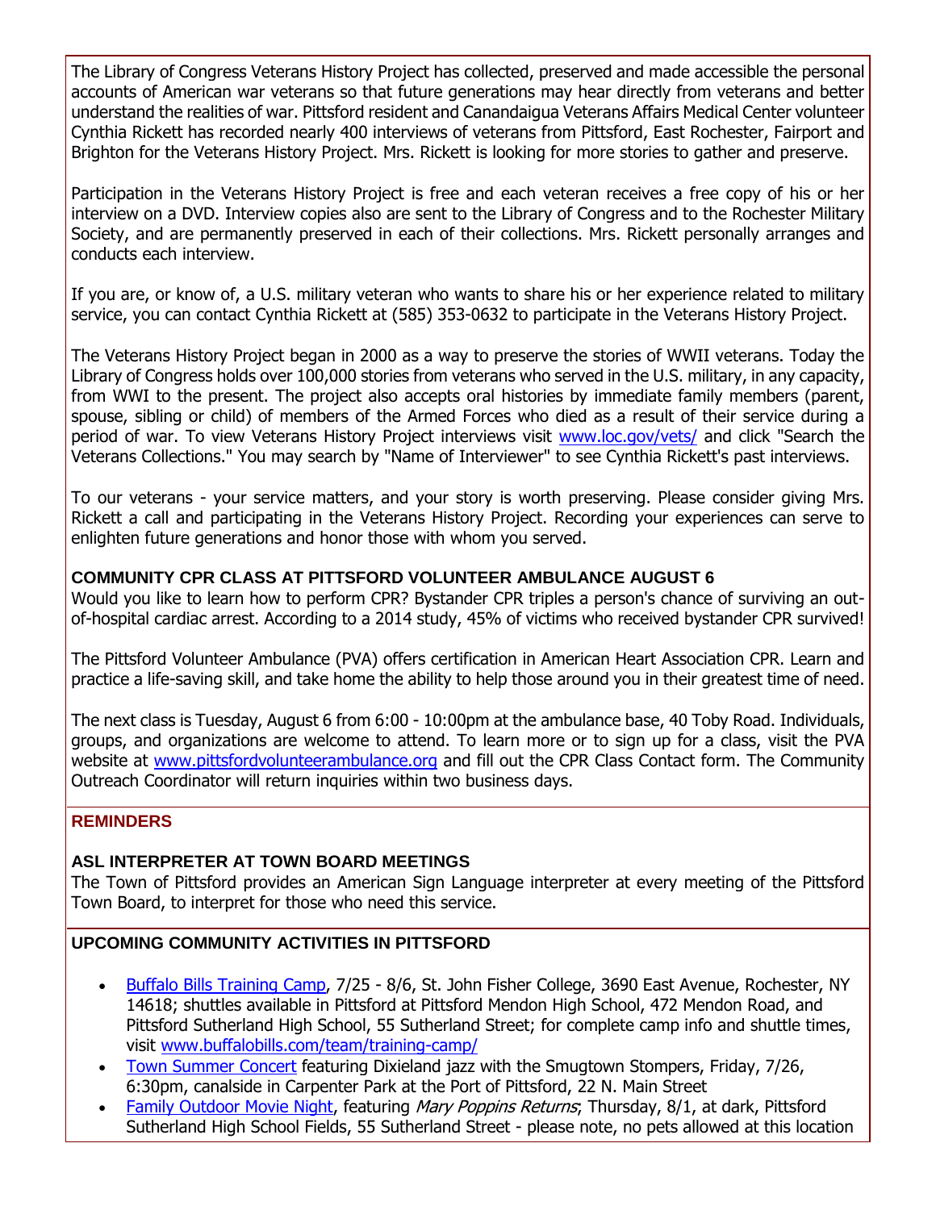The Library of Congress Veterans History Project has collected, preserved and made accessible the personal accounts of American war veterans so that future generations may hear directly from veterans and better understand the realities of war. Pittsford resident and Canandaigua Veterans Affairs Medical Center volunteer Cynthia Rickett has recorded nearly 400 interviews of veterans from Pittsford, East Rochester, Fairport and Brighton for the Veterans History Project. Mrs. Rickett is looking for more stories to gather and preserve.

Participation in the Veterans History Project is free and each veteran receives a free copy of his or her interview on a DVD. Interview copies also are sent to the Library of Congress and to the Rochester Military Society, and are permanently preserved in each of their collections. Mrs. Rickett personally arranges and conducts each interview.

If you are, or know of, a U.S. military veteran who wants to share his or her experience related to military service, you can contact Cynthia Rickett at (585) 353-0632 to participate in the Veterans History Project.

The Veterans History Project began in 2000 as a way to preserve the stories of WWII veterans. Today the Library of Congress holds over 100,000 stories from veterans who served in the U.S. military, in any capacity, from WWI to the present. The project also accepts oral histories by immediate family members (parent, spouse, sibling or child) of members of the Armed Forces who died as a result of their service during a period of war. To view Veterans History Project interviews visit [www.loc.gov/vets/](www.loc.gov/vets/) and click "Search the Veterans Collections." You may search by "Name of Interviewer" to see Cynthia Rickett's past interviews.

To our veterans - your service matters, and your story is worth preserving. Please consider giving Mrs. Rickett a call and participating in the Veterans History Project. Recording your experiences can serve to enlighten future generations and honor those with whom you served.

### COMMUNITY CPR CLASS AT PITTSFORD VOLUNTEER AMBULANCE AUGUST 6

Would you like to learn how to perform CPR? Bystander CPR triples a person's chance of surviving an out-of-hospital cardiac arrest. According to a 2014 study, 45% of victims who received bystander CPR survived!

The Pittsford Volunteer Ambulance (PVA) offers certification in American Heart Association CPR. Learn and practice a life-saving skill, and take home the ability to help those around you in their greatest time of need.

The next class is Tuesday, August 6 from 6:00 - 10:00pm at the ambulance base, 40 Toby Road. Individuals, groups, and organizations are welcome to attend. To learn more or to sign up for a class, visit the PVA website at [www.pittsfordvolunteerambulance.org](www.pittsfordvolunteerambulance.org) and fill out the CPR Class Contact form. The Community Outreach Coordinator will return inquiries within two business days.

## REMINDERS

### ASL INTERPRETER AT TOWN BOARD MEETINGS

The Town of Pittsford provides an American Sign Language interpreter at every meeting of the Pittsford Town Board, to interpret for those who need this service.

### UPCOMING COMMUNITY ACTIVITIES IN PITTSFORD

- Buffalo Bills Training Camp, 7/25 - 8/6, St. John Fisher College, 3690 East Avenue, Rochester, NY 14618; shuttles available in Pittsford at Pittsford Mendon High School, 472 Mendon Road, and Pittsford Sutherland High School, 55 Sutherland Street; for complete camp info and shuttle times, visit [www.buffalobills.com/team/training-camp/](www.buffalobills.com/team/training-camp/)
- Town Summer Concert featuring Dixieland jazz with the Smugtown Stompers, Friday, 7/26, 6:30pm, canalside in Carpenter Park at the Port of Pittsford, 22 N. Main Street
- Family Outdoor Movie Night, featuring *Mary Poppins Returns*; Thursday, 8/1, at dark, Pittsford Sutherland High School Fields, 55 Sutherland Street - please note, no pets allowed at this location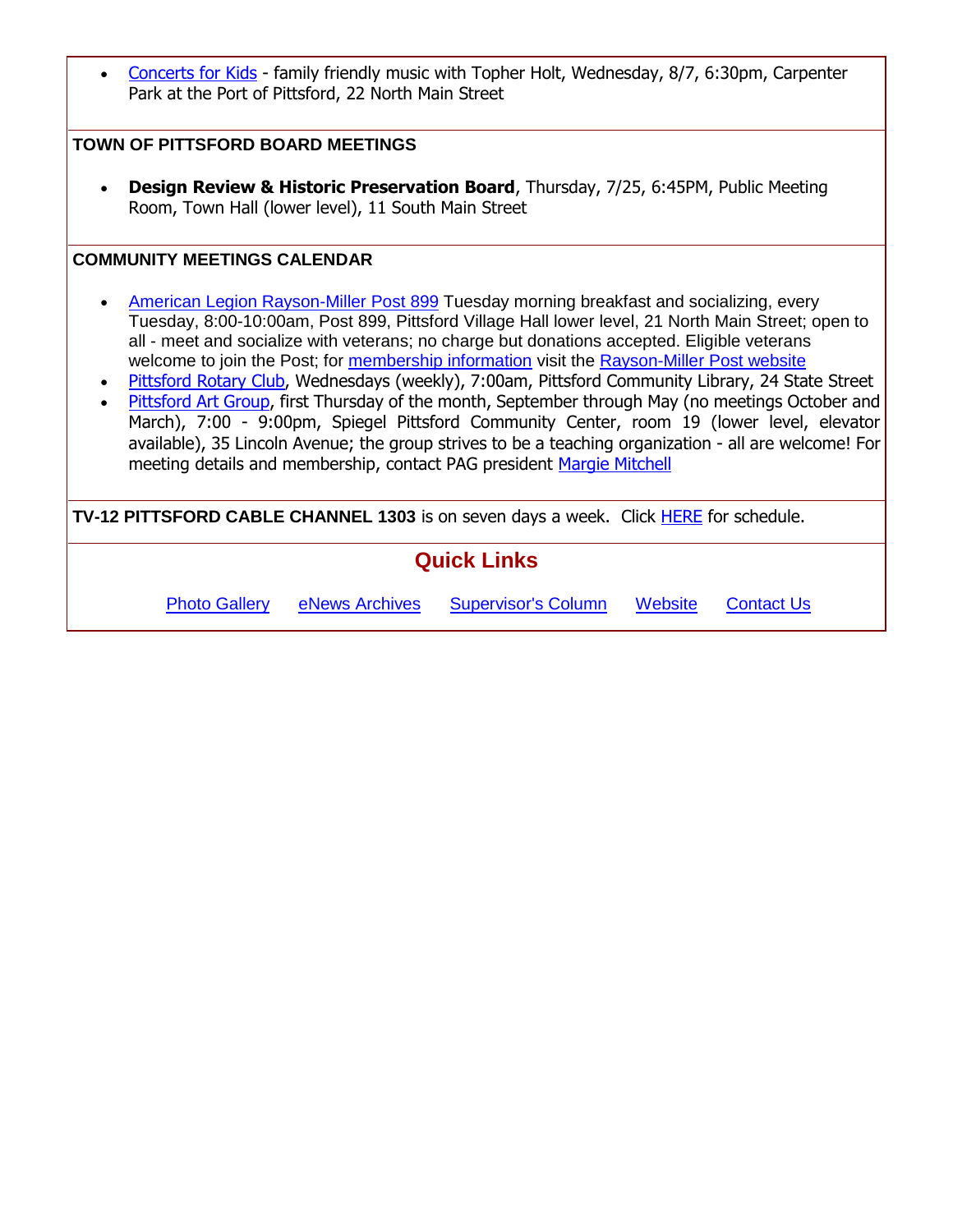- Concerts for Kids - family friendly music with Topher Holt, Wednesday, 8/7, 6:30pm, Carpenter Park at the Port of Pittsford, 22 North Main Street

**TOWN OF PITTSFORD BOARD MEETINGS**

- **Design Review & Historic Preservation Board**, Thursday, 7/25, 6:45PM, Public Meeting Room, Town Hall (lower level), 11 South Main Street

**COMMUNITY MEETINGS CALENDAR**

- American Legion Rayson-Miller Post 899 Tuesday morning breakfast and socializing, every Tuesday, 8:00-10:00am, Post 899, Pittsford Village Hall lower level, 21 North Main Street; open to all - meet and socialize with veterans; no charge but donations accepted. Eligible veterans welcome to join the Post; for membership information visit the Rayson-Miller Post website
- Pittsford Rotary Club, Wednesdays (weekly), 7:00am, Pittsford Community Library, 24 State Street
- Pittsford Art Group, first Thursday of the month, September through May (no meetings October and March), 7:00 - 9:00pm, Spiegel Pittsford Community Center, room 19 (lower level, elevator available), 35 Lincoln Avenue; the group strives to be a teaching organization - all are welcome! For meeting details and membership, contact PAG president Margie Mitchell

**TV-12 PITTSFORD CABLE CHANNEL 1303** is on seven days a week. Click HERE for schedule.

## Quick Links

Photo Gallery   eNews Archives   Supervisor's Column   Website   Contact Us